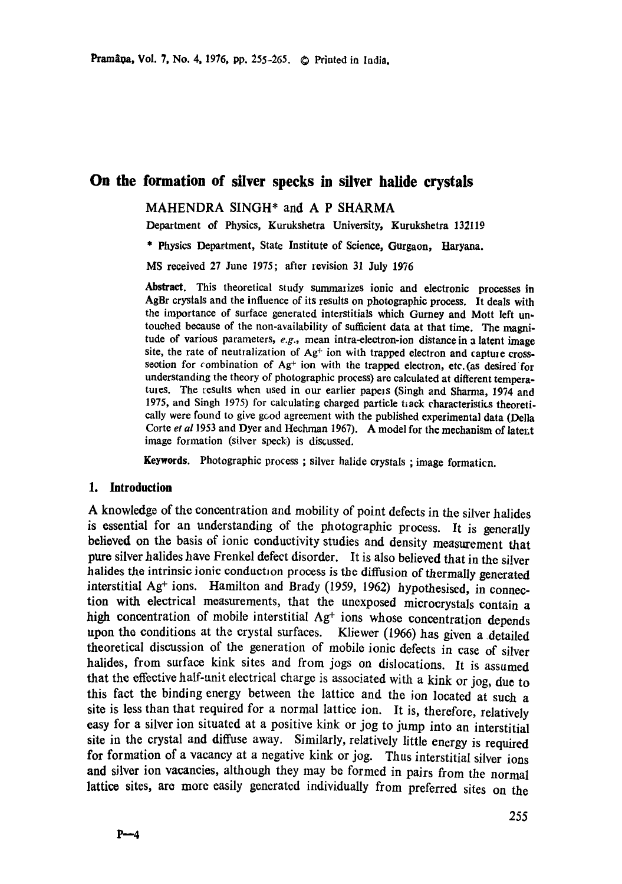# On the formation of silver specks in silver halide crystals

MAHENDRA SINGH* and A P SHARMA

Department of Physics, Kurukshetra University, Kurukshetra 132119

\* Physics Department, State Institute of Science, Gurgaon, Haryana.

MS received 27 June 1975; after revision 31 July 1976

**Abstract.** This theoretical study summarizes ionic and electronic processes in AgBr crystals and the influence of its results on photographic process. It deals with the importance of surface generated interstitials which Gurney and Mott left untouched because of the non-availability of sufficient data at that time. The magnitude of various parameters, *e.g.*, mean intra-electron-ion distance in a latent image site, the rate of neutralization of $Ag^+$ ion with trapped electron and capture cross-seotion for combination of $Ag^+$ ion with the trapped electron, etc. (as desired for understanding the theory of photographic process) are calculated at different temperatures. The results when used in our earlier papers (Singh and Sharma, 1974 and 1975, and Singh 1975) for calculating charged particle track characteristics theoretically were found to give good agreement with the published experimental data (Della Corte *et al* 1953 and Dyer and Hechman 1967). A model for the mechanism of latent image formation (silver speck) is discussed.

**Keywords.** Photographic process ; silver halide crystals ; image formaticn.

## 1. Introduction

A knowledge of the concentration and mobility of point defects in the silver halides is essential for an understanding of the photographic process. It is generally believed on the basis of ionic conductivity studies and density measurement that pure silver halides have Frenkel defect disorder. It is also believed that in the silver halides the intrinsic ionic conduction process is the diffusion of thermally generated interstitial $Ag^+$ ions. Hamilton and Brady (1959, 1962) hypothesised, in connection with electrical measurements, that the unexposed microcrystals contain a high concentration of mobile interstitial $Ag^+$ ions whose concentration depends upon the conditions at the crystal surfaces. Kliewer (1966) has given a detailed theoretical discussion of the generation of mobile ionic defects in case of silver halides, from surface kink sites and from jogs on dislocations. It is assumed that the effective half-unit electrical charge is associated with a kink or jog, due to this fact the binding energy between the lattice and the ion located at such a site is less than that required for a normal lattice ion. It is, therefore, relatively easy for a silver ion situated at a positive kink or jog to jump into an interstitial site in the crystal and diffuse away. Similarly, relatively little energy is required for formation of a vacancy at a negative kink or jog. Thus interstitial silver ions and silver ion vacancies, although they may be formed in pairs from the normal lattice sites, are more easily generated individually from preferred sites on the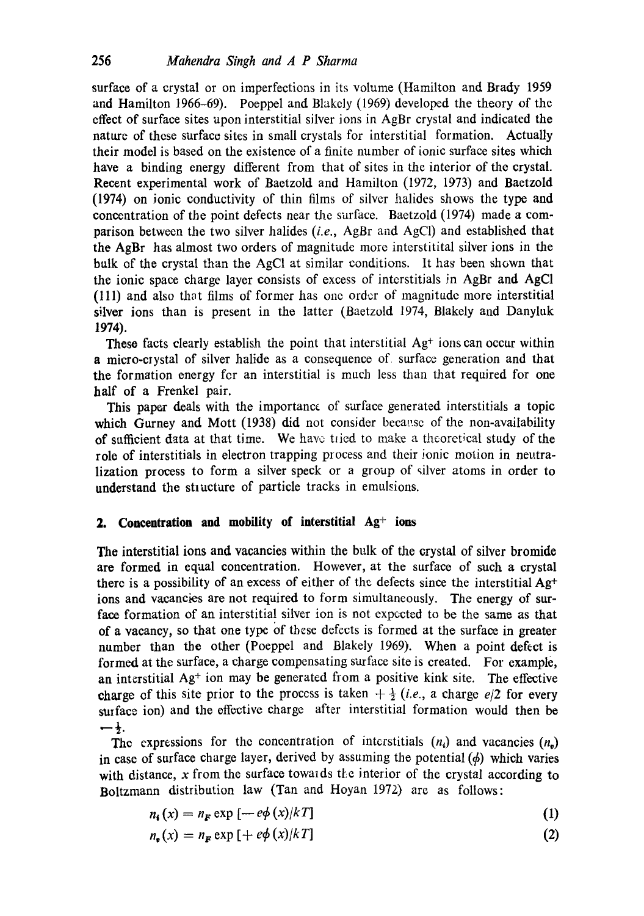surface of a crystal or on imperfections in its volume (Hamilton and Brady 1959 and Hamilton 1966–69). Poeppel and Blakely (1969) developed the theory of the effect of surface sites upon interstitial silver ions in AgBr crystal and indicated the nature of these surface sites in small crystals for interstitial formation. Actually their model is based on the existence of a finite number of ionic surface sites which have a binding energy different from that of sites in the interior of the crystal. Recent experimental work of Baetzold and Hamilton (1972, 1973) and Baetzold (1974) on ionic conductivity of thin films of silver halides shows the type and concentration of the point defects near the surface. Baetzold (1974) made a comparison between the two silver halides (*i.e.*, AgBr and AgCl) and established that the AgBr has almost two orders of magnitude more interstitital silver ions in the bulk of the crystal than the AgCl at similar conditions. It has been shown that the ionic space charge layer consists of excess of interstitials in AgBr and AgCl (111) and also that films of former has one order of magnitude more interstitial silver ions than is present in the latter (Baetzold 1974, Blakely and Danyluk 1974).

These facts clearly establish the point that interstitial $Ag^+$ ions can occur within a micro-crystal of silver halide as a consequence of surface generation and that the formation energy for an interstitial is much less than that required for one half of a Frenkel pair.

This paper deals with the importance of surface generated interstitials a topic which Gurney and Mott (1938) did not consider because of the non-availability of sufficient data at that time. We have tried to make a theoretical study of the role of interstitials in electron trapping process and their ionic motion in neutralization process to form a silver speck or a group of silver atoms in order to understand the structure of particle tracks in emulsions.

## 2. Concentration and mobility of interstitial $Ag^+$ ions

The interstitial ions and vacancies within the bulk of the crystal of silver bromide are formed in equal concentration. However, at the surface of such a crystal there is a possibility of an excess of either of the defects since the interstitial $Ag^+$ ions and vacancies are not required to form simultaneously. The energy of surface formation of an interstitial silver ion is not expected to be the same as that of a vacancy, so that one type of these defects is formed at the surface in greater number than the other (Poeppel and Blakely 1969). When a point defect is formed at the surface, a charge compensating surface site is created. For example, an interstitial $Ag^+$ ion may be generated from a positive kink site. The effective charge of this site prior to the process is taken $+\frac{1}{2}$ (*i.e.*, a charge $e/2$ for every surface ion) and the effective charge after interstitial formation would then be $-\frac{1}{2}$.

The expressions for the concentration of interstitials ($n_i$) and vacancies ($n_v$) in case of surface charge layer, derived by assuming the potential ($\phi$) which varies with distance, $x$ from the surface towards the interior of the crystal according to Boltzmann distribution law (Tan and Hoyan 1972) are as follows:

$$n_i(x) = n_F \exp[-e\phi(x)/kT] \tag{1}$$

$$n_v(x) = n_F \exp[+e\phi(x)/kT] \tag{2}$$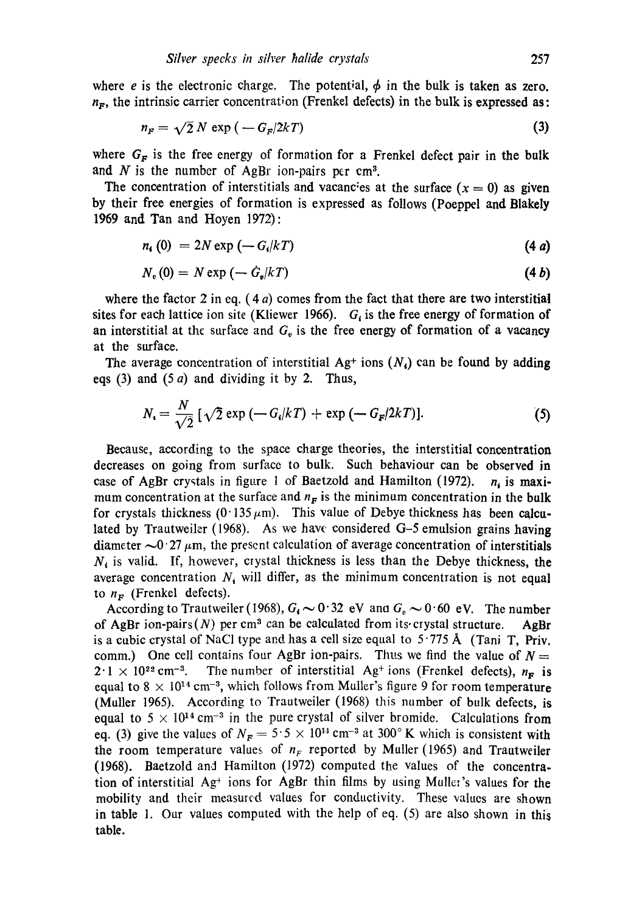where $e$ is the electronic charge. The potential, $\phi$ in the bulk is taken as zero. $n_F$, the intrinsic carrier concentration (Frenkel defects) in the bulk is expressed as:

$$n_F = \sqrt{2}\, N \exp(-G_F/2kT) \tag{3}$$

where $G_F$ is the free energy of formation for a Frenkel defect pair in the bulk and $N$ is the number of AgBr ion-pairs per $cm^3$.

The concentration of interstitials and vacancies at the surface ($x = 0$) as given by their free energies of formation is expressed as follows (Poeppel and Blakely 1969 and Tan and Hoyen 1972):

$$n_i(0) = 2N \exp(-G_i/kT) \tag{4 a}$$

$$N_v(0) = N \exp(-G_v/kT) \tag{4 b}$$

where the factor 2 in eq. (4 *a*) comes from the fact that there are two interstitial sites for each lattice ion site (Kliewer 1966). $G_i$ is the free energy of formation of an interstitial at the surface and $G_v$ is the free energy of formation of a vacancy at the surface.

The average concentration of interstitial $Ag^+$ ions ($N_i$) can be found by adding eqs (3) and (5 *a*) and dividing it by 2. Thus,

$$N_i = \frac{N}{\sqrt{2}}\left[\sqrt{2}\exp(-G_i/kT) + \exp(-G_F/2kT)\right]. \tag{5}$$

Because, according to the space charge theories, the interstitial concentration decreases on going from surface to bulk. Such behaviour can be observed in case of AgBr crystals in figure 1 of Baetzold and Hamilton (1972). $n_i$ is maximum concentration at the surface and $n_F$ is the minimum concentration in the bulk for crystals thickness ($0\cdot135\,\mu$m). This value of Debye thickness has been calculated by Trautweiler (1968). As we have considered G–5 emulsion grains having diameter $\sim 0\cdot27\,\mu$m, the present calculation of average concentration of interstitials $N_i$ is valid. If, however, crystal thickness is less than the Debye thickness, the average concentration $N_i$ will differ, as the minimum concentration is not equal to $n_F$ (Frenkel defects).

According to Trautweiler (1968), $G_i \sim 0\cdot32$ eV and $G_v \sim 0\cdot60$ eV. The number of AgBr ion-pairs ($N$) per $cm^3$ can be calculated from its crystal structure. AgBr is a cubic crystal of NaCl type and has a cell size equal to $5\cdot775$ Å (Tani T, Priv. comm.) One cell contains four AgBr ion-pairs. Thus we find the value of $N = 2\cdot1 \times 10^{22}\,cm^{-3}$. The number of interstitial $Ag^+$ ions (Frenkel defects), $n_F$ is equal to $8 \times 10^{14}\,cm^{-3}$, which follows from Muller's figure 9 for room temperature (Muller 1965). According to Trautweiler (1968) this number of bulk defects, is equal to $5 \times 10^{14}\,cm^{-3}$ in the pure crystal of silver bromide. Calculations from eq. (3) give the values of $N_F = 5\cdot5 \times 10^{14}\,cm^{-3}$ at 300° K which is consistent with the room temperature values of $n_F$ reported by Muller (1965) and Trautweiler (1968). Baetzold and Hamilton (1972) computed the values of the concentration of interstitial $Ag^+$ ions for AgBr thin films by using Muller's values for the mobility and their measured values for conductivity. These values are shown in table 1. Our values computed with the help of eq. (5) are also shown in this table.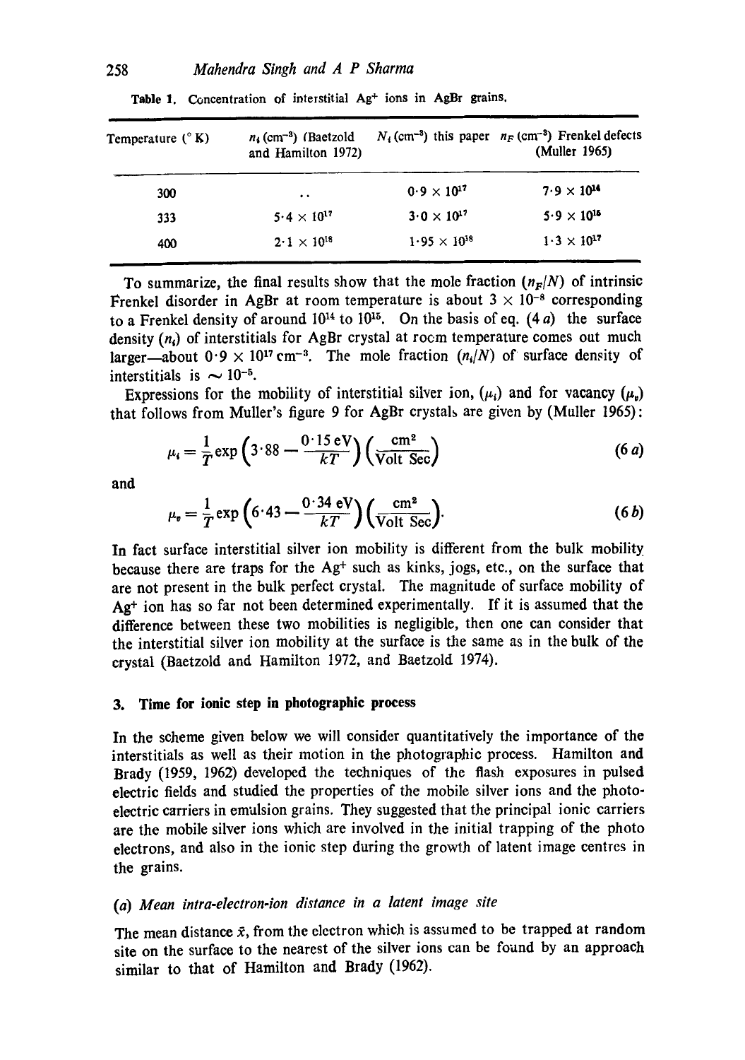Table 1. Concentration of interstitial $Ag^+$ ions in AgBr grains.

| Temperature (° K) | $n_i$ ($cm^{-3}$) (Baetzold and Hamilton 1972) | $N_i$ ($cm^{-3}$) this paper | $n_F$ ($cm^{-3}$) Frenkel defects (Muller 1965) |
|---|---|---|---|
| 300 | .. | $0 \cdot 9 \times 10^{17}$ | $7 \cdot 9 \times 10^{14}$ |
| 333 | $5 \cdot 4 \times 10^{17}$ | $3 \cdot 0 \times 10^{17}$ | $5 \cdot 9 \times 10^{15}$ |
| 400 | $2 \cdot 1 \times 10^{18}$ | $1 \cdot 95 \times 10^{18}$ | $1 \cdot 3 \times 10^{17}$ |

To summarize, the final results show that the mole fraction ($n_F/N$) of intrinsic Frenkel disorder in AgBr at room temperature is about $3 \times 10^{-8}$ corresponding to a Frenkel density of around $10^{14}$ to $10^{15}$. On the basis of eq. (4 *a*) the surface density ($n_i$) of interstitials for AgBr crystal at room temperature comes out much larger—about $0 \cdot 9 \times 10^{17}$ $cm^{-3}$. The mole fraction ($n_i/N$) of surface density of interstitials is $\sim 10^{-5}$.

Expressions for the mobility of interstitial silver ion, ($\mu_i$) and for vacancy ($\mu_v$) that follows from Muller's figure 9 for AgBr crystals are given by (Muller 1965):

$$\mu_i = \frac{1}{T} \exp\left(3 \cdot 88 - \frac{0 \cdot 15 \text{ eV}}{kT}\right)\left(\frac{\text{cm}^2}{\text{Volt Sec}}\right) \tag{6 a}$$

and

$$\mu_v = \frac{1}{T} \exp\left(6 \cdot 43 - \frac{0 \cdot 34 \text{ eV}}{kT}\right)\left(\frac{\text{cm}^2}{\text{Volt Sec}}\right). \tag{6 b}$$

In fact surface interstitial silver ion mobility is different from the bulk mobility because there are traps for the $Ag^+$ such as kinks, jogs, etc., on the surface that are not present in the bulk perfect crystal. The magnitude of surface mobility of $Ag^+$ ion has so far not been determined experimentally. If it is assumed that the difference between these two mobilities is negligible, then one can consider that the interstitial silver ion mobility at the surface is the same as in the bulk of the crystal (Baetzold and Hamilton 1972, and Baetzold 1974).

## 3. Time for ionic step in photographic process

In the scheme given below we will consider quantitatively the importance of the interstitials as well as their motion in the photographic process. Hamilton and Brady (1959, 1962) developed the techniques of the flash exposures in pulsed electric fields and studied the properties of the mobile silver ions and the photo-electric carriers in emulsion grains. They suggested that the principal ionic carriers are the mobile silver ions which are involved in the initial trapping of the photo electrons, and also in the ionic step during the growth of latent image centres in the grains.

### (a) *Mean intra-electron-ion distance in a latent image site*

The mean distance $\bar{x}$, from the electron which is assumed to be trapped at random site on the surface to the nearest of the silver ions can be found by an approach similar to that of Hamilton and Brady (1962).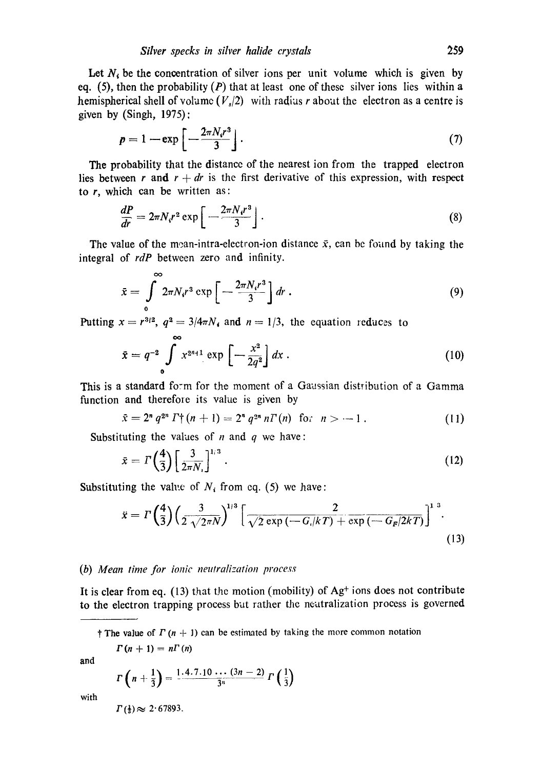Let $N_i$ be the concentration of silver ions per unit volume which is given by eq. (5), then the probability ($P$) that at least one of these silver ions lies within a hemispherical shell of volume ($V_s/2$) with radius $r$ about the electron as a centre is given by (Singh, 1975):

$$p = 1 - \exp\left[-\frac{2\pi N_i r^3}{3}\right]. \tag{7}$$

The probability that the distance of the nearest ion from the trapped electron lies between $r$ and $r + dr$ is the first derivative of this expression, with respect to $r$, which can be written as:

$$\frac{dP}{dr} = 2\pi N_i r^2 \exp\left[-\frac{2\pi N_i r^3}{3}\right]. \tag{8}$$

The value of the mean-intra-electron-ion distance $\bar{x}$, can be found by taking the integral of $rdP$ between zero and infinity.

$$\bar{x} = \int_0^\infty 2\pi N_i r^3 \exp\left[-\frac{2\pi N_i r^3}{3}\right] dr. \tag{9}$$

Putting $x = r^{3/2}$, $q^2 = 3/4\pi N_i$ and $n = 1/3$, the equation reduces to

$$\bar{x} = q^{-2} \int_0^\infty x^{2n+1} \exp\left[-\frac{x^2}{2q^2}\right] dx. \tag{10}$$

This is a standard form for the moment of a Gaussian distribution of a Gamma function and therefore its value is given by

$$\bar{x} = 2^n q^{2n} \Gamma\dagger(n+1) = 2^n q^{2n} n\Gamma(n) \text{ for } n > -1. \tag{11}$$

Substituting the values of $n$ and $q$ we have:

$$\bar{x} = \Gamma\left(\frac{4}{3}\right)\left[\frac{3}{2\pi N_i}\right]^{1/3}. \tag{12}$$

Substituting the value of $N_i$ from eq. (5) we have:

$$\bar{x} = \Gamma\left(\frac{4}{3}\right)\left(\frac{3}{2\sqrt{2\pi N}}\right)^{1/3}\left[\frac{2}{\sqrt{2}\exp(-G_i/kT) + \exp(-G_F/2kT)}\right]^{1/3}. \tag{13}$$

### (b) *Mean time for ionic neutralization process*

It is clear from eq. (13) that the motion (mobility) of $Ag^+$ ions does not contribute to the electron trapping process but rather the neutralization process is governed

---

† The value of $\Gamma(n+1)$ can be estimated by taking the more common notation

$$\Gamma(n+1) = n\Gamma(n)$$

and

$$\Gamma\left(n + \frac{1}{3}\right) = \frac{1.4.7.10 \ldots (3n-2)}{3^n}\Gamma\left(\frac{1}{3}\right)$$

with

$$\Gamma(\tfrac{1}{3}) \approx 2{\cdot}67893.$$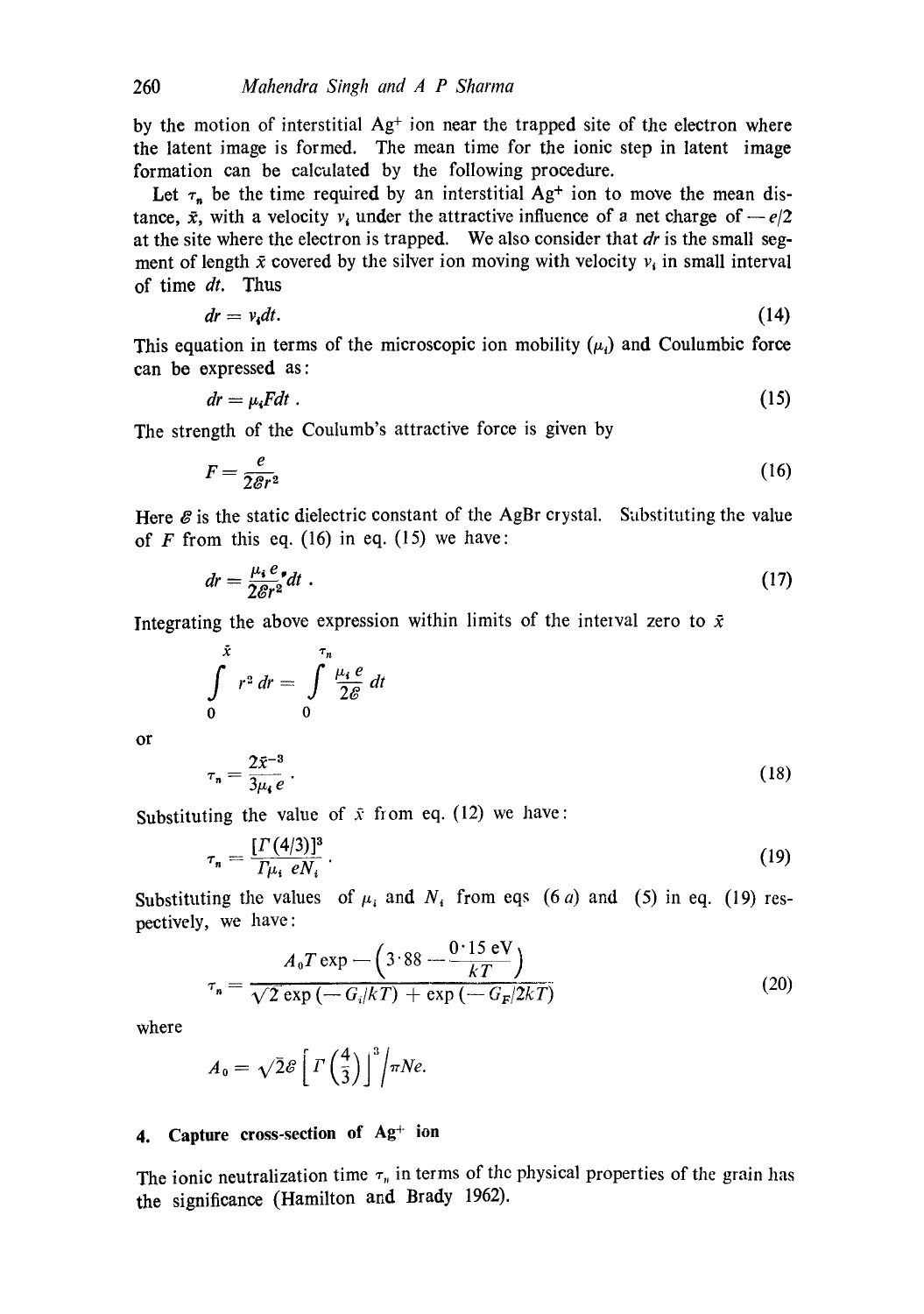by the motion of interstitial $Ag^+$ ion near the trapped site of the electron where the latent image is formed. The mean time for the ionic step in latent image formation can be calculated by the following procedure.

Let $\tau_n$ be the time required by an interstitial $Ag^+$ ion to move the mean distance, $\bar{x}$, with a velocity $v_i$ under the attractive influence of a net charge of $-e/2$ at the site where the electron is trapped. We also consider that $dr$ is the small segment of length $\bar{x}$ covered by the silver ion moving with velocity $v_i$ in small interval of time $dt$. Thus

$$dr = v_i dt. \tag{14}$$

This equation in terms of the microscopic ion mobility ($\mu_i$) and Coulumbic force can be expressed as:

$$dr = \mu_i F dt\ . \tag{15}$$

The strength of the Coulumb's attractive force is given by

$$F = \frac{e}{2\mathscr{E} r^2} \tag{16}$$

Here $\mathscr{E}$ is the static dielectric constant of the AgBr crystal. Substituting the value of $F$ from this eq. (16) in eq. (15) we have:

$$dr = \frac{\mu_i e}{2\mathscr{E} r^2} dt\ . \tag{17}$$

Integrating the above expression within limits of the interval zero to $\bar{x}$

$$\int_0^{\bar{x}} r^2\, dr = \int_0^{\tau_n} \frac{\mu_i e}{2\mathscr{E}}\, dt$$

or

$$\tau_n = \frac{2\bar{x}^{-3}}{3\mu_i e}\ . \tag{18}$$

Substituting the value of $\bar{x}$ from eq. (12) we have:

$$\tau_n = \frac{[\Gamma(4/3)]^3}{\Gamma \mu_i\, e N_i}\ . \tag{19}$$

Substituting the values of $\mu_i$ and $N_i$ from eqs (6 *a*) and (5) in eq. (19) respectively, we have:

$$\tau_n = \frac{A_0 T \exp - \left(3{\cdot}88 - \frac{0{\cdot}15\ \text{eV}}{kT}\right)}{\sqrt{2}\exp(-G_i/kT) + \exp(-G_F/2kT)} \tag{20}$$

where

$$A_0 = \sqrt{2}\mathscr{E}\left[\Gamma\left(\tfrac{4}{3}\right)\right]^3 \Big/ \pi N e.$$

## 4. Capture cross-section of $Ag^+$ ion

The ionic neutralization time $\tau_n$ in terms of the physical properties of the grain has the significance (Hamilton and Brady 1962).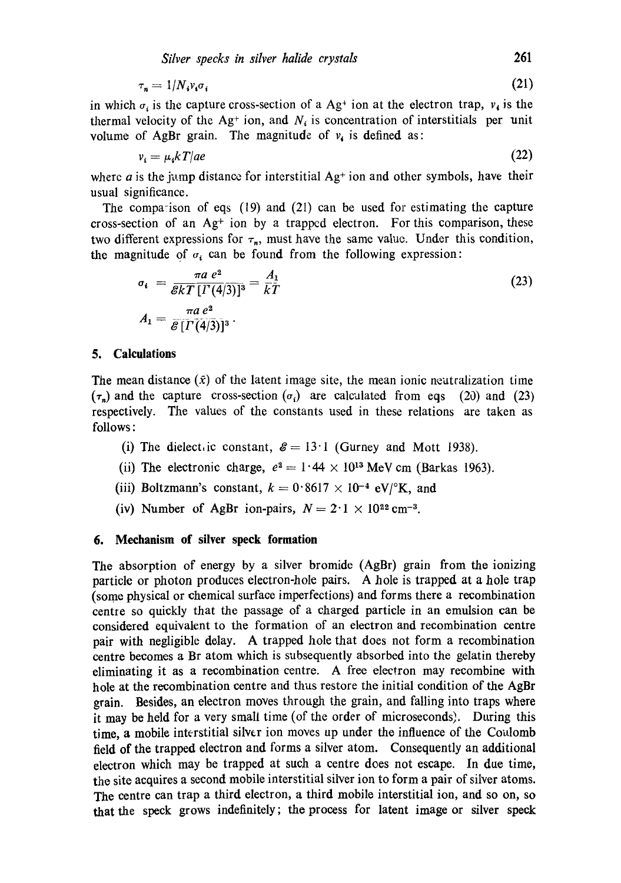$$\tau_n = 1/N_i v_i \sigma_i \tag{21}$$

in which $\sigma_i$ is the capture cross-section of a $Ag^+$ ion at the electron trap, $v_i$ is the thermal velocity of the $Ag^+$ ion, and $N_i$ is concentration of interstitials per unit volume of AgBr grain. The magnitude of $v_i$ is defined as:

$$v_i = \mu_i kT/ae \tag{22}$$

where $a$ is the jump distance for interstitial $Ag^+$ ion and other symbols, have their usual significance.

The comparison of eqs (19) and (21) can be used for estimating the capture cross-section of an $Ag^+$ ion by a trapped electron. For this comparison, these two different expressions for $\tau_n$, must have the same value. Under this condition, the magnitude of $\sigma_i$ can be found from the following expression:

$$\sigma_i = \frac{\pi a\, e^2}{\mathscr{E}kT\,[\Gamma(4/3)]^3} = \frac{A_1}{kT} \tag{23}$$

$$A_1 = \frac{\pi a\, e^2}{\mathscr{E}\,[\Gamma(4/3)]^3}.$$

## 5. Calculations

The mean distance ($\bar{x}$) of the latent image site, the mean ionic neutralization time ($\tau_n$) and the capture cross-section ($\sigma_i$) are calculated from eqs (20) and (23) respectively. The values of the constants used in these relations are taken as follows:

(i) The dielectric constant, $\mathscr{E} = 13{\cdot}1$ (Gurney and Mott 1938).

(ii) The electronic charge, $e^2 = 1{\cdot}44 \times 10^{13}$ MeV cm (Barkas 1963).

(iii) Boltzmann's constant, $k = 0{\cdot}8617 \times 10^{-4}$ eV/°K, and

(iv) Number of AgBr ion-pairs, $N = 2{\cdot}1 \times 10^{22}\,\text{cm}^{-3}$.

## 6. Mechanism of silver speck formation

The absorption of energy by a silver bromide (AgBr) grain from the ionizing particle or photon produces electron-hole pairs. A hole is trapped at a hole trap (some physical or chemical surface imperfections) and forms there a recombination centre so quickly that the passage of a charged particle in an emulsion can be considered equivalent to the formation of an electron and recombination centre pair with negligible delay. A trapped hole that does not form a recombination centre becomes a Br atom which is subsequently absorbed into the gelatin thereby eliminating it as a recombination centre. A free electron may recombine with hole at the recombination centre and thus restore the initial condition of the AgBr grain. Besides, an electron moves through the grain, and falling into traps where it may be held for a very small time (of the order of microseconds). During this time, a mobile interstitial silver ion moves up under the influence of the Coulomb field of the trapped electron and forms a silver atom. Consequently an additional electron which may be trapped at such a centre does not escape. In due time, the site acquires a second mobile interstitial silver ion to form a pair of silver atoms. The centre can trap a third electron, a third mobile interstitial ion, and so on, so that the speck grows indefinitely; the process for latent image or silver speck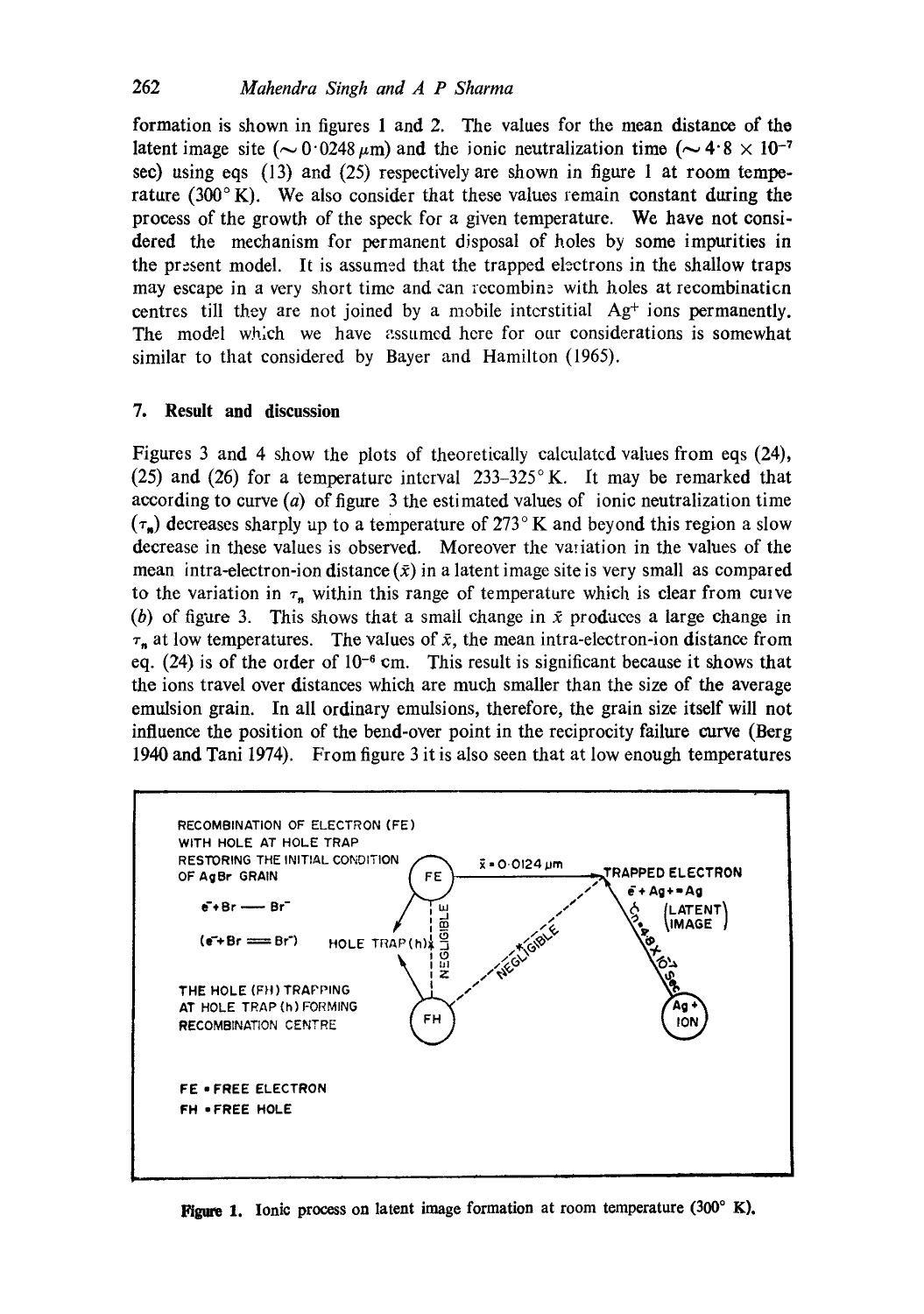formation is shown in figures 1 and 2. The values for the mean distance of the latent image site ($\sim 0{\cdot}0248\,\mu$m) and the ionic neutralization time ($\sim 4{\cdot}8 \times 10^{-7}$ sec) using eqs (13) and (25) respectively are shown in figure 1 at room temperature (300° K). We also consider that these values remain constant during the process of the growth of the speck for a given temperature. We have not considered the mechanism for permanent disposal of holes by some impurities in the present model. It is assumed that the trapped electrons in the shallow traps may escape in a very short time and can recombine with holes at recombination centres till they are not joined by a mobile interstitial $Ag^{+}$ ions permanently. The model which we have assumed here for our considerations is somewhat similar to that considered by Bayer and Hamilton (1965).

## 7. Result and discussion

Figures 3 and 4 show the plots of theoretically calculated values from eqs (24), (25) and (26) for a temperature interval 233–325° K. It may be remarked that according to curve (*a*) of figure 3 the estimated values of ionic neutralization time ($\tau_n$) decreases sharply up to a temperature of 273° K and beyond this region a slow decrease in these values is observed. Moreover the variation in the values of the mean intra-electron-ion distance ($\bar{x}$) in a latent image site is very small as compared to the variation in $\tau_n$ within this range of temperature which is clear from curve (*b*) of figure 3. This shows that a small change in $\bar{x}$ produces a large change in $\tau_n$ at low temperatures. The values of $\bar{x}$, the mean intra-electron-ion distance from eq. (24) is of the order of $10^{-6}$ cm. This result is significant because it shows that the ions travel over distances which are much smaller than the size of the average emulsion grain. In all ordinary emulsions, therefore, the grain size itself will not influence the position of the bend-over point in the reciprocity failure curve (Berg 1940 and Tani 1974). From figure 3 it is also seen that at low enough temperatures

**Figure 1.** Ionic process on latent image formation at room temperature (300° K).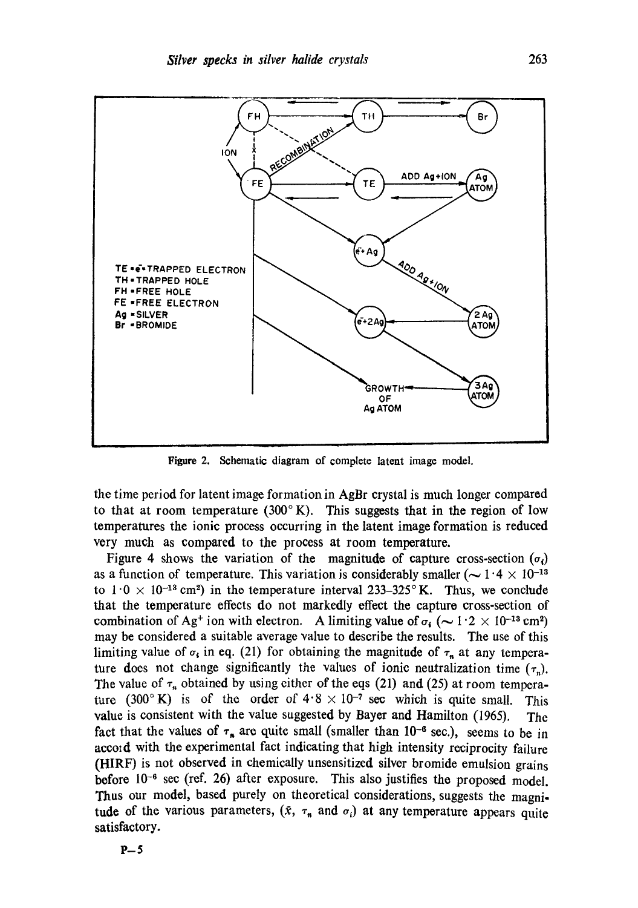Figure 2. Schematic diagram of complete latent image model.

the time period for latent image formation in AgBr crystal is much longer compared to that at room temperature (300° K). This suggests that in the region of low temperatures the ionic process occurring in the latent image formation is reduced very much as compared to the process at room temperature.

Figure 4 shows the variation of the magnitude of capture cross-section ($\sigma_i$) as a function of temperature. This variation is considerably smaller ($\sim 1 \cdot 4 \times 10^{-13}$ to $1 \cdot 0 \times 10^{-13}$ cm$^2$) in the temperature interval 233–325° K. Thus, we conclude that the temperature effects do not markedly effect the capture cross-section of combination of $Ag^+$ ion with electron. A limiting value of $\sigma_i$ ($\sim 1 \cdot 2 \times 10^{-13}$ cm$^2$) may be considered a suitable average value to describe the results. The use of this limiting value of $\sigma_i$ in eq. (21) for obtaining the magnitude of $\tau_n$ at any temperature does not change significantly the values of ionic neutralization time ($\tau_n$). The value of $\tau_n$ obtained by using either of the eqs (21) and (25) at room temperature (300° K) is of the order of $4 \cdot 8 \times 10^{-7}$ sec which is quite small. This value is consistent with the value suggested by Bayer and Hamilton (1965). The fact that the values of $\tau_n$ are quite small (smaller than $10^{-6}$ sec.), seems to be in accord with the experimental fact indicating that high intensity reciprocity failure (HIRF) is not observed in chemically unsensitized silver bromide emulsion grains before $10^{-6}$ sec (ref. 26) after exposure. This also justifies the proposed model. Thus our model, based purely on theoretical considerations, suggests the magnitude of the various parameters, ($\bar{x}$, $\tau_n$ and $\sigma_i$) at any temperature appears quite satisfactory.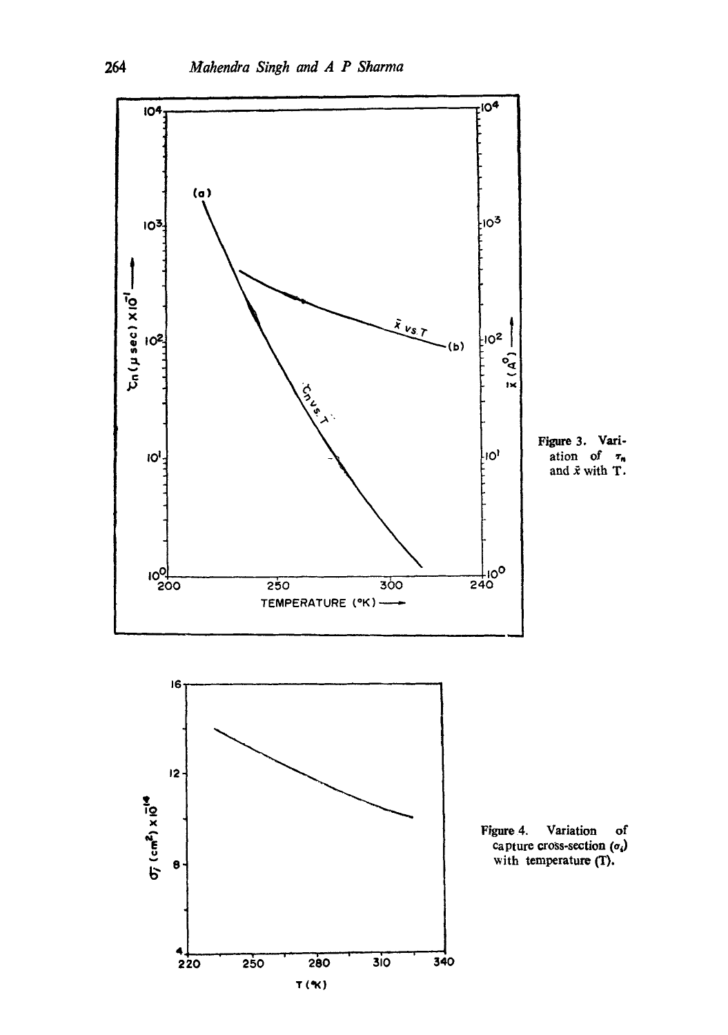Figure 3. Variation of $\tau_n$ and $\bar{x}$ with T.

Figure 4. Variation of capture cross-section ($\sigma_i$) with temperature (T).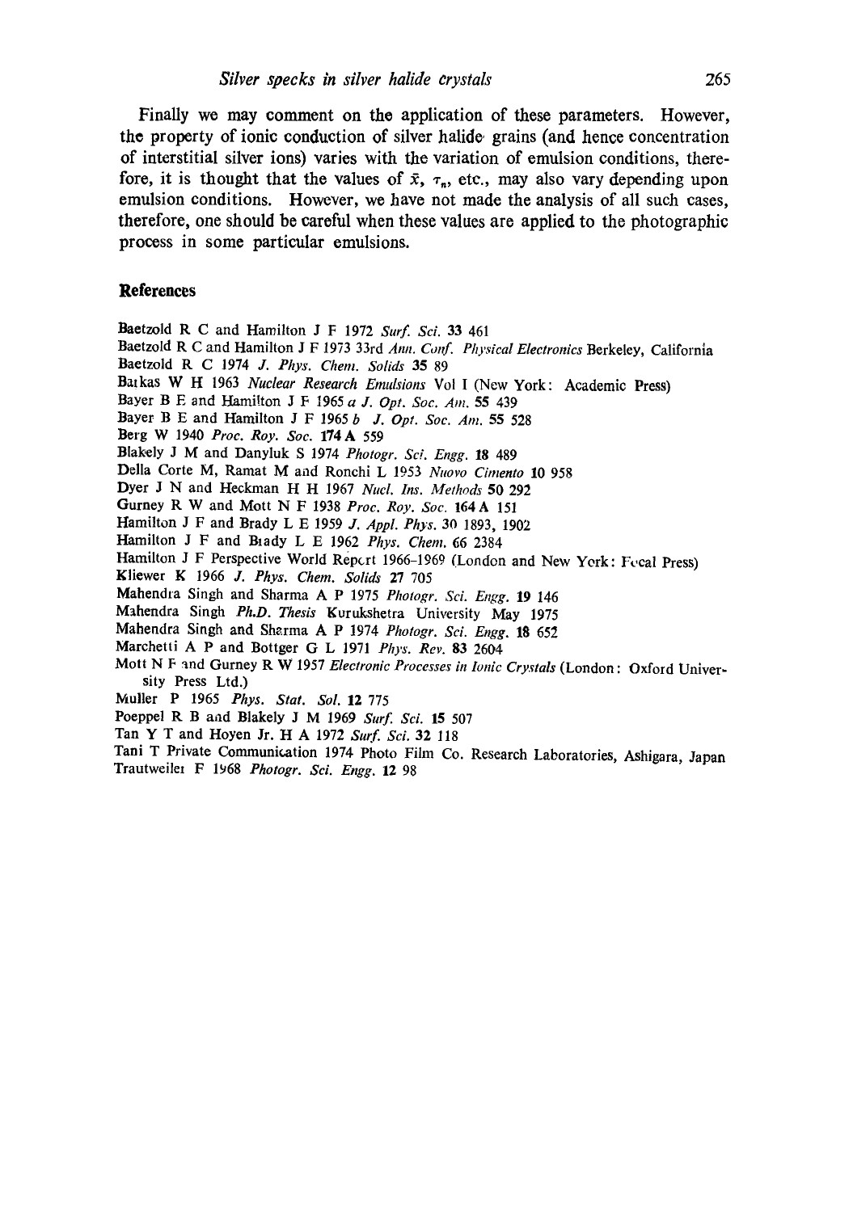Finally we may comment on the application of these parameters. However, the property of ionic conduction of silver halide grains (and hence concentration of interstitial silver ions) varies with the variation of emulsion conditions, therefore, it is thought that the values of $\bar{x}$, $\tau_n$, etc., may also vary depending upon emulsion conditions. However, we have not made the analysis of all such cases, therefore, one should be careful when these values are applied to the photographic process in some particular emulsions.

## References

Baetzold R C and Hamilton J F 1972 *Surf. Sci.* **33** 461

Baetzold R C and Hamilton J F 1973 33rd *Ann. Conf. Physical Electronics* Berkeley, California

Baetzold R C 1974 *J. Phys. Chem. Solids* **35** 89

Barkas W H 1963 *Nuclear Research Emulsions* Vol I (New York: Academic Press)

Bayer B E and Hamilton J F 1965 *a J. Opt. Soc. Am.* **55** 439

Bayer B E and Hamilton J F 1965 *b J. Opt. Soc. Am.* **55** 528

Berg W 1940 *Proc. Roy. Soc.* **174 A** 559

Blakely J M and Danyluk S 1974 *Photogr. Sci. Engg.* **18** 489

Della Corte M, Ramat M and Ronchi L 1953 *Nuovo Cimento* **10** 958

Dyer J N and Heckman H H 1967 *Nucl. Ins. Methods* **50** 292

Gurney R W and Mott N F 1938 *Proc. Roy. Soc.* **164 A** 151

Hamilton J F and Brady L E 1959 *J. Appl. Phys.* **30** 1893, 1902

Hamilton J F and Brady L E 1962 *Phys. Chem.* **66** 2384

Hamilton J F Perspective World Report 1966–1969 (London and New York: Focal Press)

Kliewer K 1966 *J. Phys. Chem. Solids* **27** 705

Mahendra Singh and Sharma A P 1975 *Photogr. Sci. Engg.* **19** 146

Mahendra Singh *Ph.D. Thesis* Kurukshetra University May 1975

Mahendra Singh and Sharma A P 1974 *Photogr. Sci. Engg.* **18** 652

Marchetti A P and Bottger G L 1971 *Phys. Rev.* **83** 2604

Mott N F and Gurney R W 1957 *Electronic Processes in Ionic Crystals* (London: Oxford University Press Ltd.)

Muller P 1965 *Phys. Stat. Sol.* **12** 775

Poeppel R B and Blakely J M 1969 *Surf. Sci.* **15** 507

Tan Y T and Hoyen Jr. H A 1972 *Surf. Sci.* **32** 118

Tani T Private Communication 1974 Photo Film Co. Research Laboratories, Ashigara, Japan

Trautweiler F 1968 *Photogr. Sci. Engg.* **12** 98